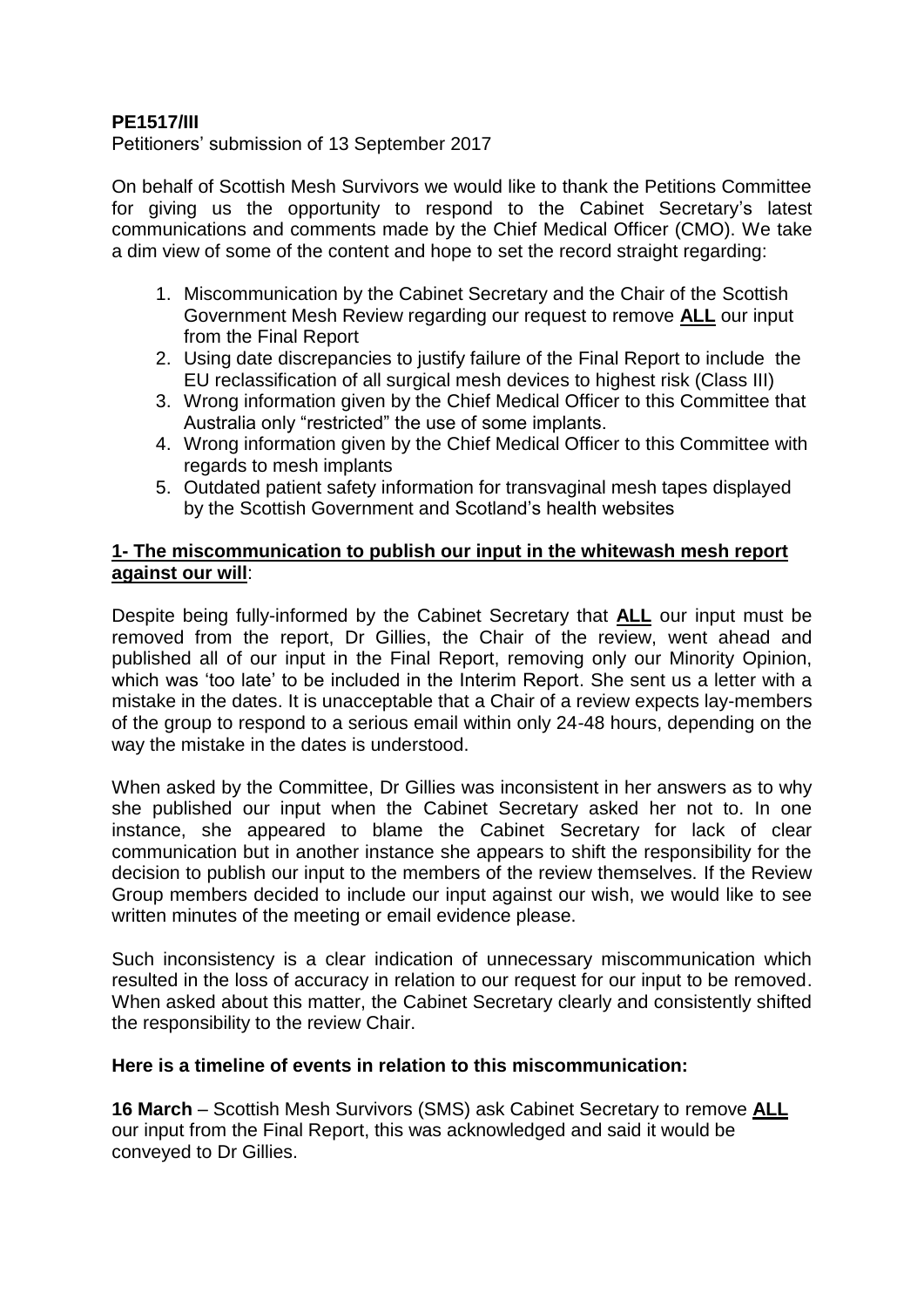**PE1517/III**

Petitioners' submission of 13 September 2017

On behalf of Scottish Mesh Survivors we would like to thank the Petitions Committee for giving us the opportunity to respond to the Cabinet Secretary's latest communications and comments made by the Chief Medical Officer (CMO). We take a dim view of some of the content and hope to set the record straight regarding:

1. Miscommunication by the Cabinet Secretary and the Chair of the Scottish Government Mesh Review regarding our request to remove **ALL** our input from the Final Report
2. Using date discrepancies to justify failure of the Final Report to include the EU reclassification of all surgical mesh devices to highest risk (Class III)
3. Wrong information given by the Chief Medical Officer to this Committee that Australia only "restricted" the use of some implants.
4. Wrong information given by the Chief Medical Officer to this Committee with regards to mesh implants
5. Outdated patient safety information for transvaginal mesh tapes displayed by the Scottish Government and Scotland's health websites

**1- The miscommunication to publish our input in the whitewash mesh report against our will**:

Despite being fully-informed by the Cabinet Secretary that **ALL** our input must be removed from the report, Dr Gillies, the Chair of the review, went ahead and published all of our input in the Final Report, removing only our Minority Opinion, which was 'too late' to be included in the Interim Report. She sent us a letter with a mistake in the dates. It is unacceptable that a Chair of a review expects lay-members of the group to respond to a serious email within only 24-48 hours, depending on the way the mistake in the dates is understood.

When asked by the Committee, Dr Gillies was inconsistent in her answers as to why she published our input when the Cabinet Secretary asked her not to. In one instance, she appeared to blame the Cabinet Secretary for lack of clear communication but in another instance she appears to shift the responsibility for the decision to publish our input to the members of the review themselves. If the Review Group members decided to include our input against our wish, we would like to see written minutes of the meeting or email evidence please.

Such inconsistency is a clear indication of unnecessary miscommunication which resulted in the loss of accuracy in relation to our request for our input to be removed. When asked about this matter, the Cabinet Secretary clearly and consistently shifted the responsibility to the review Chair.

**Here is a timeline of events in relation to this miscommunication:**

**16 March** – Scottish Mesh Survivors (SMS) ask Cabinet Secretary to remove **ALL** our input from the Final Report, this was acknowledged and said it would be conveyed to Dr Gillies.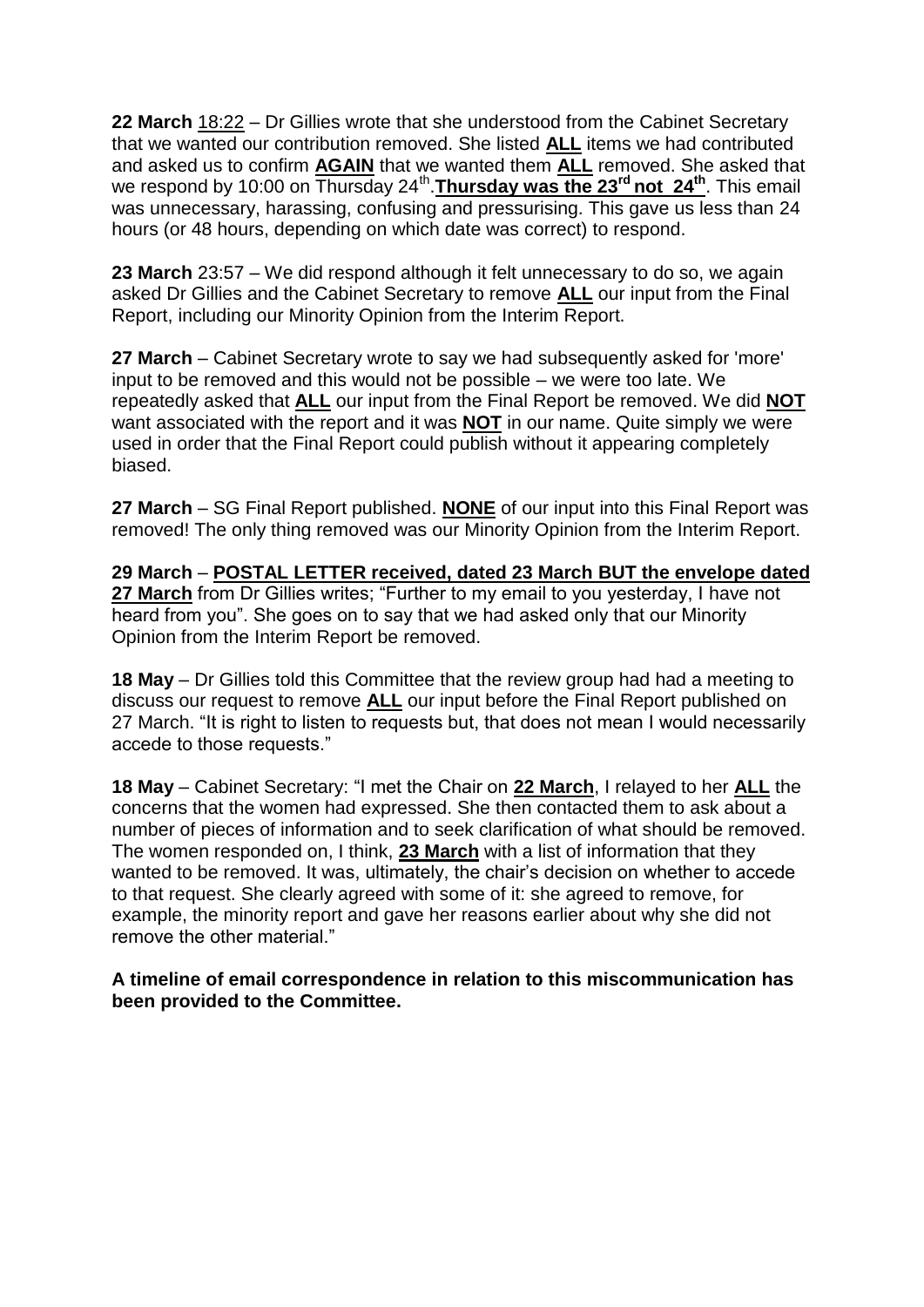**22 March** 18:22 – Dr Gillies wrote that she understood from the Cabinet Secretary that we wanted our contribution removed. She listed **ALL** items we had contributed and asked us to confirm **AGAIN** that we wanted them **ALL** removed. She asked that we respond by 10:00 on Thursday 24th. **Thursday was the 23rd not 24th**. This email was unnecessary, harassing, confusing and pressurising. This gave us less than 24 hours (or 48 hours, depending on which date was correct) to respond.

**23 March** 23:57 – We did respond although it felt unnecessary to do so, we again asked Dr Gillies and the Cabinet Secretary to remove **ALL** our input from the Final Report, including our Minority Opinion from the Interim Report.

**27 March** – Cabinet Secretary wrote to say we had subsequently asked for 'more' input to be removed and this would not be possible – we were too late. We repeatedly asked that **ALL** our input from the Final Report be removed. We did **NOT** want associated with the report and it was **NOT** in our name. Quite simply we were used in order that the Final Report could publish without it appearing completely biased.

**27 March** – SG Final Report published. **NONE** of our input into this Final Report was removed! The only thing removed was our Minority Opinion from the Interim Report.

**29 March** – **POSTAL LETTER received, dated 23 March BUT the envelope dated 27 March** from Dr Gillies writes; "Further to my email to you yesterday, I have not heard from you". She goes on to say that we had asked only that our Minority Opinion from the Interim Report be removed.

**18 May** – Dr Gillies told this Committee that the review group had had a meeting to discuss our request to remove **ALL** our input before the Final Report published on 27 March. "It is right to listen to requests but, that does not mean I would necessarily accede to those requests."

**18 May** – Cabinet Secretary: "I met the Chair on **22 March**, I relayed to her **ALL** the concerns that the women had expressed. She then contacted them to ask about a number of pieces of information and to seek clarification of what should be removed. The women responded on, I think, **23 March** with a list of information that they wanted to be removed. It was, ultimately, the chair's decision on whether to accede to that request. She clearly agreed with some of it: she agreed to remove, for example, the minority report and gave her reasons earlier about why she did not remove the other material."

**A timeline of email correspondence in relation to this miscommunication has been provided to the Committee.**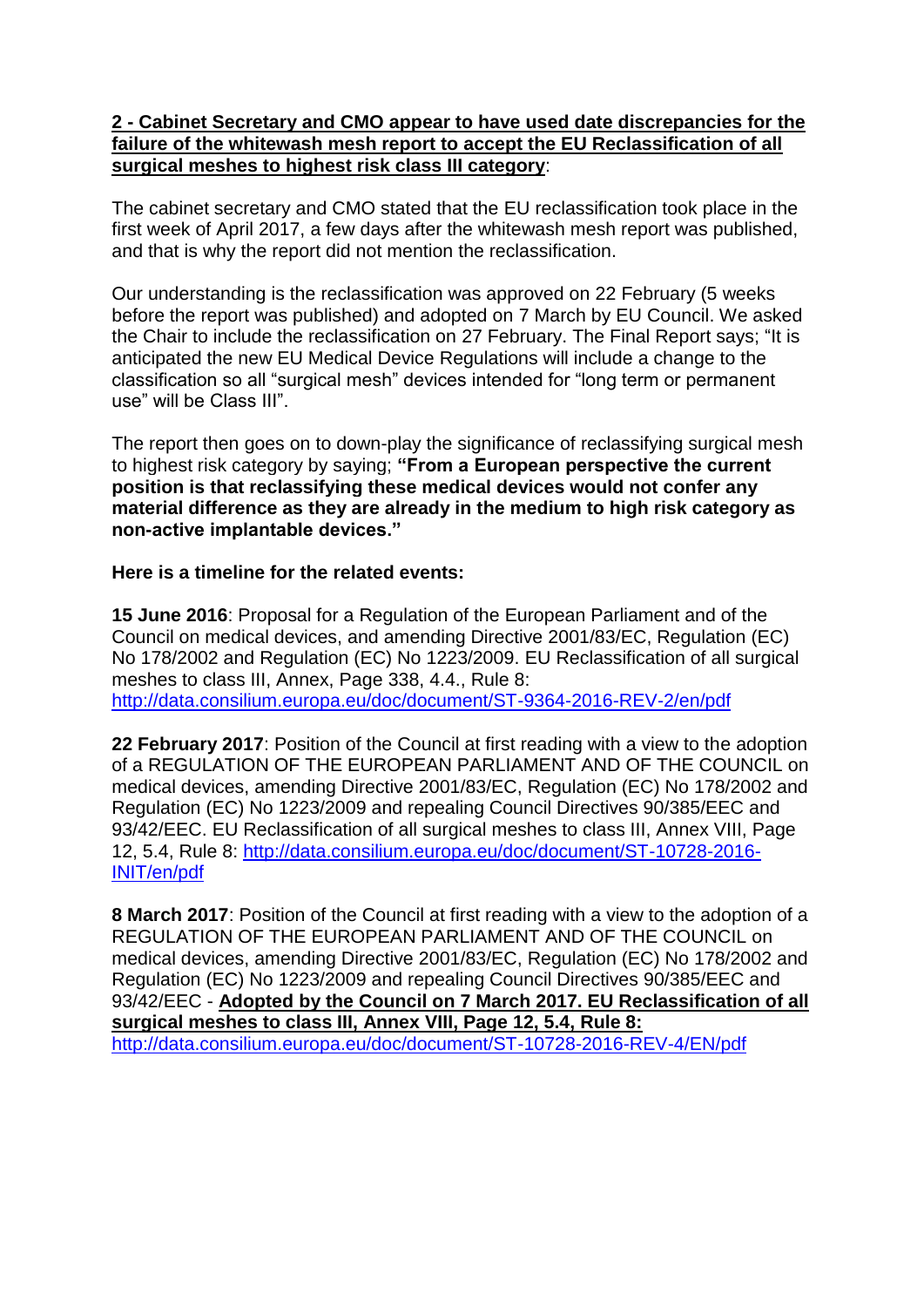**2 - Cabinet Secretary and CMO appear to have used date discrepancies for the failure of the whitewash mesh report to accept the EU Reclassification of all surgical meshes to highest risk class III category**:

The cabinet secretary and CMO stated that the EU reclassification took place in the first week of April 2017, a few days after the whitewash mesh report was published, and that is why the report did not mention the reclassification.

Our understanding is the reclassification was approved on 22 February (5 weeks before the report was published) and adopted on 7 March by EU Council. We asked the Chair to include the reclassification on 27 February. The Final Report says; "It is anticipated the new EU Medical Device Regulations will include a change to the classification so all "surgical mesh" devices intended for "long term or permanent use" will be Class III".

The report then goes on to down-play the significance of reclassifying surgical mesh to highest risk category by saying; **"From a European perspective the current position is that reclassifying these medical devices would not confer any material difference as they are already in the medium to high risk category as non-active implantable devices."**

**Here is a timeline for the related events:**

**15 June 2016**: Proposal for a Regulation of the European Parliament and of the Council on medical devices, and amending Directive 2001/83/EC, Regulation (EC) No 178/2002 and Regulation (EC) No 1223/2009. EU Reclassification of all surgical meshes to class III, Annex, Page 338, 4.4., Rule 8: http://data.consilium.europa.eu/doc/document/ST-9364-2016-REV-2/en/pdf

**22 February 2017**: Position of the Council at first reading with a view to the adoption of a REGULATION OF THE EUROPEAN PARLIAMENT AND OF THE COUNCIL on medical devices, amending Directive 2001/83/EC, Regulation (EC) No 178/2002 and Regulation (EC) No 1223/2009 and repealing Council Directives 90/385/EEC and 93/42/EEC. EU Reclassification of all surgical meshes to class III, Annex VIII, Page 12, 5.4, Rule 8: http://data.consilium.europa.eu/doc/document/ST-10728-2016-INIT/en/pdf

**8 March 2017**: Position of the Council at first reading with a view to the adoption of a REGULATION OF THE EUROPEAN PARLIAMENT AND OF THE COUNCIL on medical devices, amending Directive 2001/83/EC, Regulation (EC) No 178/2002 and Regulation (EC) No 1223/2009 and repealing Council Directives 90/385/EEC and 93/42/EEC - **Adopted by the Council on 7 March 2017. EU Reclassification of all surgical meshes to class III, Annex VIII, Page 12, 5.4, Rule 8:** http://data.consilium.europa.eu/doc/document/ST-10728-2016-REV-4/EN/pdf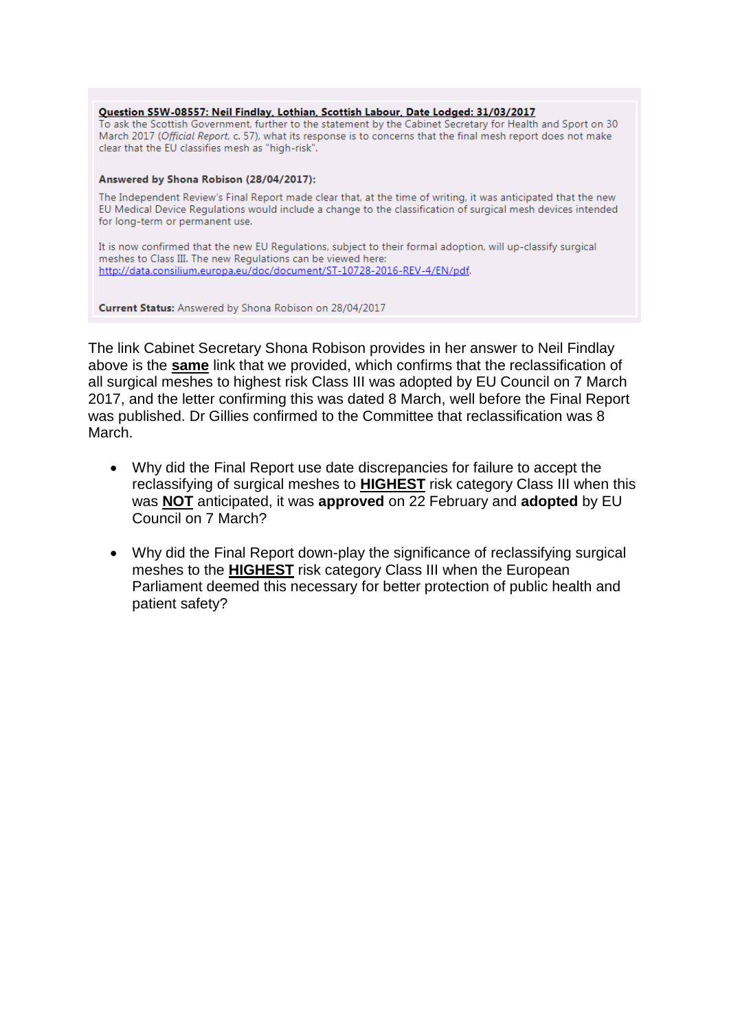**Question S5W-08557: Neil Findlay, Lothian, Scottish Labour, Date Lodged: 31/03/2017**
To ask the Scottish Government, further to the statement by the Cabinet Secretary for Health and Sport on 30 March 2017 (*Official Report*, c. 57), what its response is to concerns that the final mesh report does not make clear that the EU classifies mesh as "high-risk".

**Answered by Shona Robison (28/04/2017):**

The Independent Review's Final Report made clear that, at the time of writing, it was anticipated that the new EU Medical Device Regulations would include a change to the classification of surgical mesh devices intended for long-term or permanent use.

It is now confirmed that the new EU Regulations, subject to their formal adoption, will up-classify surgical meshes to Class III. The new Regulations can be viewed here: http://data.consilium.europa.eu/doc/document/ST-10728-2016-REV-4/EN/pdf.

**Current Status:** Answered by Shona Robison on 28/04/2017

The link Cabinet Secretary Shona Robison provides in her answer to Neil Findlay above is the **same** link that we provided, which confirms that the reclassification of all surgical meshes to highest risk Class III was adopted by EU Council on 7 March 2017, and the letter confirming this was dated 8 March, well before the Final Report was published. Dr Gillies confirmed to the Committee that reclassification was 8 March.

- Why did the Final Report use date discrepancies for failure to accept the reclassifying of surgical meshes to **HIGHEST** risk category Class III when this was **NOT** anticipated, it was **approved** on 22 February and **adopted** by EU Council on 7 March?

- Why did the Final Report down-play the significance of reclassifying surgical meshes to the **HIGHEST** risk category Class III when the European Parliament deemed this necessary for better protection of public health and patient safety?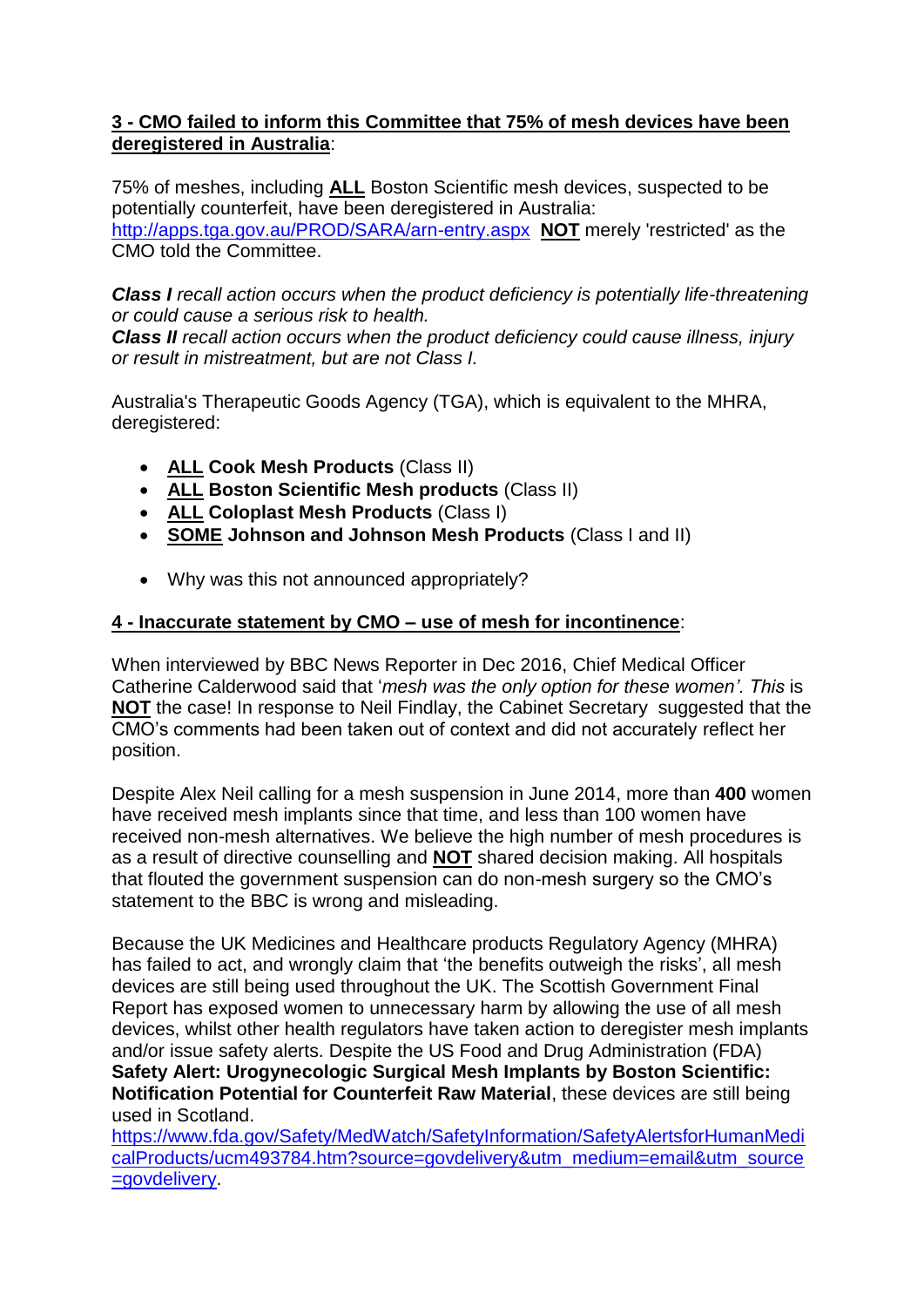**<u>3 - CMO failed to inform this Committee that 75% of mesh devices have been deregistered in Australia</u>**:

75% of meshes, including **<u>ALL</u>** Boston Scientific mesh devices, suspected to be potentially counterfeit, have been deregistered in Australia: http://apps.tga.gov.au/PROD/SARA/arn-entry.aspx **<u>NOT</u>** merely 'restricted' as the CMO told the Committee.

***Class I*** *recall action occurs when the product deficiency is potentially life-threatening or could cause a serious risk to health.*
***Class II*** *recall action occurs when the product deficiency could cause illness, injury or result in mistreatment, but are not Class I.*

Australia's Therapeutic Goods Agency (TGA), which is equivalent to the MHRA, deregistered:

- **<u>ALL</u> Cook Mesh Products** (Class II)
- **<u>ALL</u> Boston Scientific Mesh products** (Class II)
- **<u>ALL</u> Coloplast Mesh Products** (Class I)
- **<u>SOME</u> Johnson and Johnson Mesh Products** (Class I and II)

- Why was this not announced appropriately?

**<u>4 - Inaccurate statement by CMO – use of mesh for incontinence</u>**:

When interviewed by BBC News Reporter in Dec 2016, Chief Medical Officer Catherine Calderwood said that '*mesh was the only option for these women'. This* is **<u>NOT</u>** the case! In response to Neil Findlay, the Cabinet Secretary suggested that the CMO's comments had been taken out of context and did not accurately reflect her position.

Despite Alex Neil calling for a mesh suspension in June 2014, more than **400** women have received mesh implants since that time, and less than 100 women have received non-mesh alternatives. We believe the high number of mesh procedures is as a result of directive counselling and **<u>NOT</u>** shared decision making. All hospitals that flouted the government suspension can do non-mesh surgery so the CMO's statement to the BBC is wrong and misleading.

Because the UK Medicines and Healthcare products Regulatory Agency (MHRA) has failed to act, and wrongly claim that 'the benefits outweigh the risks', all mesh devices are still being used throughout the UK. The Scottish Government Final Report has exposed women to unnecessary harm by allowing the use of all mesh devices, whilst other health regulators have taken action to deregister mesh implants and/or issue safety alerts. Despite the US Food and Drug Administration (FDA) **Safety Alert: Urogynecologic Surgical Mesh Implants by Boston Scientific: Notification Potential for Counterfeit Raw Material**, these devices are still being used in Scotland.
https://www.fda.gov/Safety/MedWatch/SafetyInformation/SafetyAlertsforHumanMedicalProducts/ucm493784.htm?source=govdelivery&utm_medium=email&utm_source=govdelivery.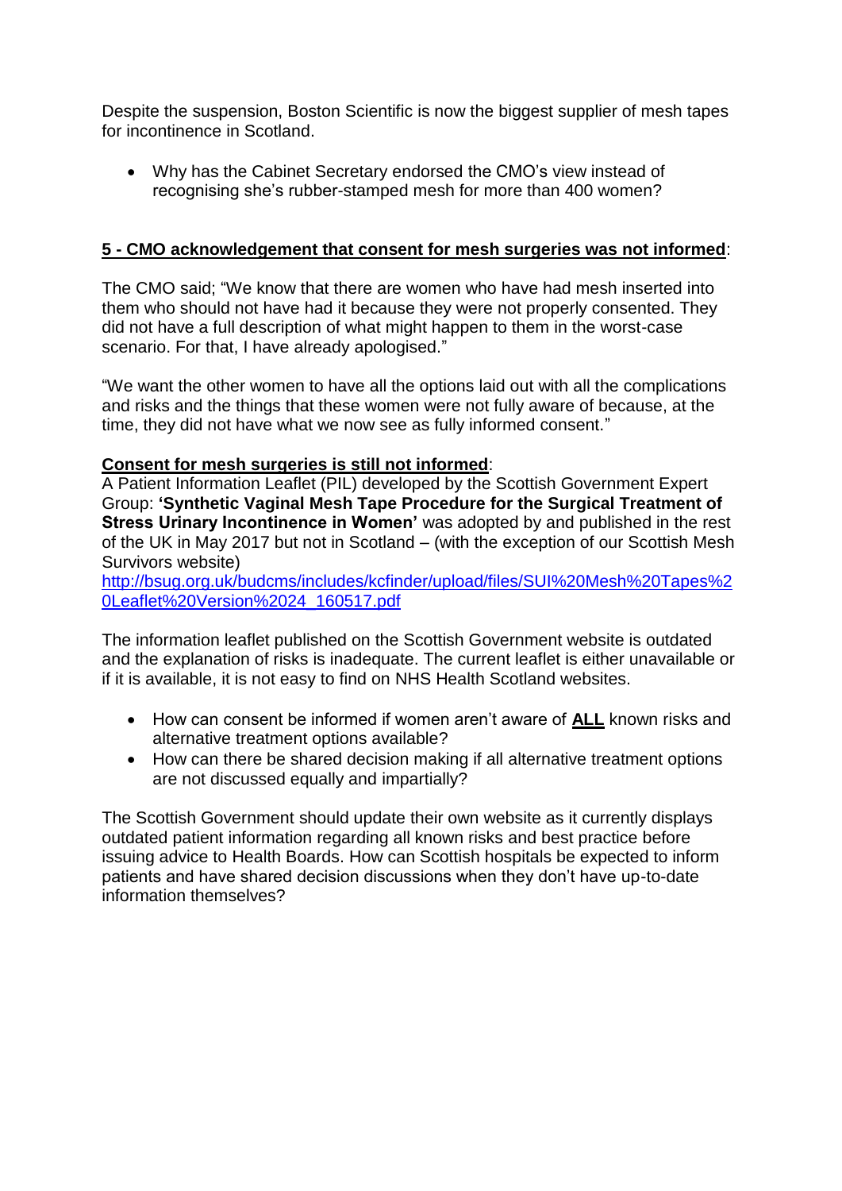Despite the suspension, Boston Scientific is now the biggest supplier of mesh tapes for incontinence in Scotland.

- Why has the Cabinet Secretary endorsed the CMO's view instead of recognising she's rubber-stamped mesh for more than 400 women?

**5 - CMO acknowledgement that consent for mesh surgeries was not informed**:

The CMO said; "We know that there are women who have had mesh inserted into them who should not have had it because they were not properly consented. They did not have a full description of what might happen to them in the worst-case scenario. For that, I have already apologised."

"We want the other women to have all the options laid out with all the complications and risks and the things that these women were not fully aware of because, at the time, they did not have what we now see as fully informed consent."

**Consent for mesh surgeries is still not informed**:

A Patient Information Leaflet (PIL) developed by the Scottish Government Expert Group: **'Synthetic Vaginal Mesh Tape Procedure for the Surgical Treatment of Stress Urinary Incontinence in Women'** was adopted by and published in the rest of the UK in May 2017 but not in Scotland – (with the exception of our Scottish Mesh Survivors website)
http://bsug.org.uk/budcms/includes/kcfinder/upload/files/SUI%20Mesh%20Tapes%20Leaflet%20Version%2024_160517.pdf

The information leaflet published on the Scottish Government website is outdated and the explanation of risks is inadequate. The current leaflet is either unavailable or if it is available, it is not easy to find on NHS Health Scotland websites.

- How can consent be informed if women aren't aware of **ALL** known risks and alternative treatment options available?
- How can there be shared decision making if all alternative treatment options are not discussed equally and impartially?

The Scottish Government should update their own website as it currently displays outdated patient information regarding all known risks and best practice before issuing advice to Health Boards. How can Scottish hospitals be expected to inform patients and have shared decision discussions when they don't have up-to-date information themselves?